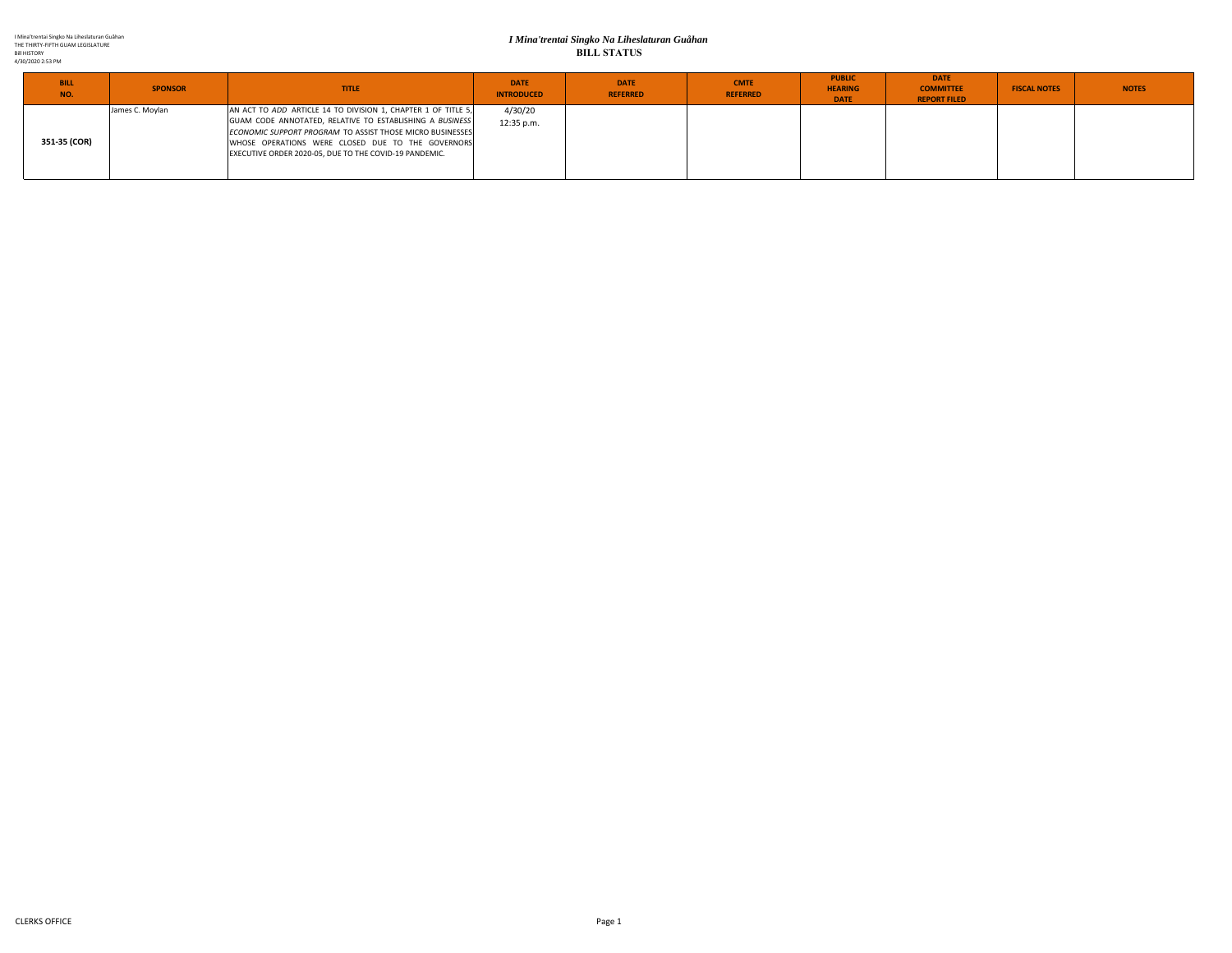I Mina'trentai Singko Na Liheslaturan Guåhan
THE THIRTY-FIFTH GUAM LEGISLATURE
Bill HISTORY
4/30/2020 2:53 PM

# *I Mina'trentai Singko Na Liheslaturan Guåhan*
## BILL STATUS

| BILL NO. | SPONSOR | TITLE | DATE INTRODUCED | DATE REFERRED | CMTE REFERRED | PUBLIC HEARING DATE | DATE COMMITTEE REPORT FILED | FISCAL NOTES | NOTES |
|---|---|---|---|---|---|---|---|---|---|
| 351-35 (COR) | James C. Moylan | AN ACT TO *ADD* ARTICLE 14 TO DIVISION 1, CHAPTER 1 OF TITLE 5, GUAM CODE ANNOTATED, RELATIVE TO ESTABLISHING A *BUSINESS ECONOMIC SUPPORT PROGRAM* TO ASSIST THOSE MICRO BUSINESSES WHOSE OPERATIONS WERE CLOSED DUE TO THE GOVERNORS EXECUTIVE ORDER 2020-05, DUE TO THE COVID-19 PANDEMIC. | 4/30/20 12:35 p.m. | | | | | | |

CLERKS OFFICE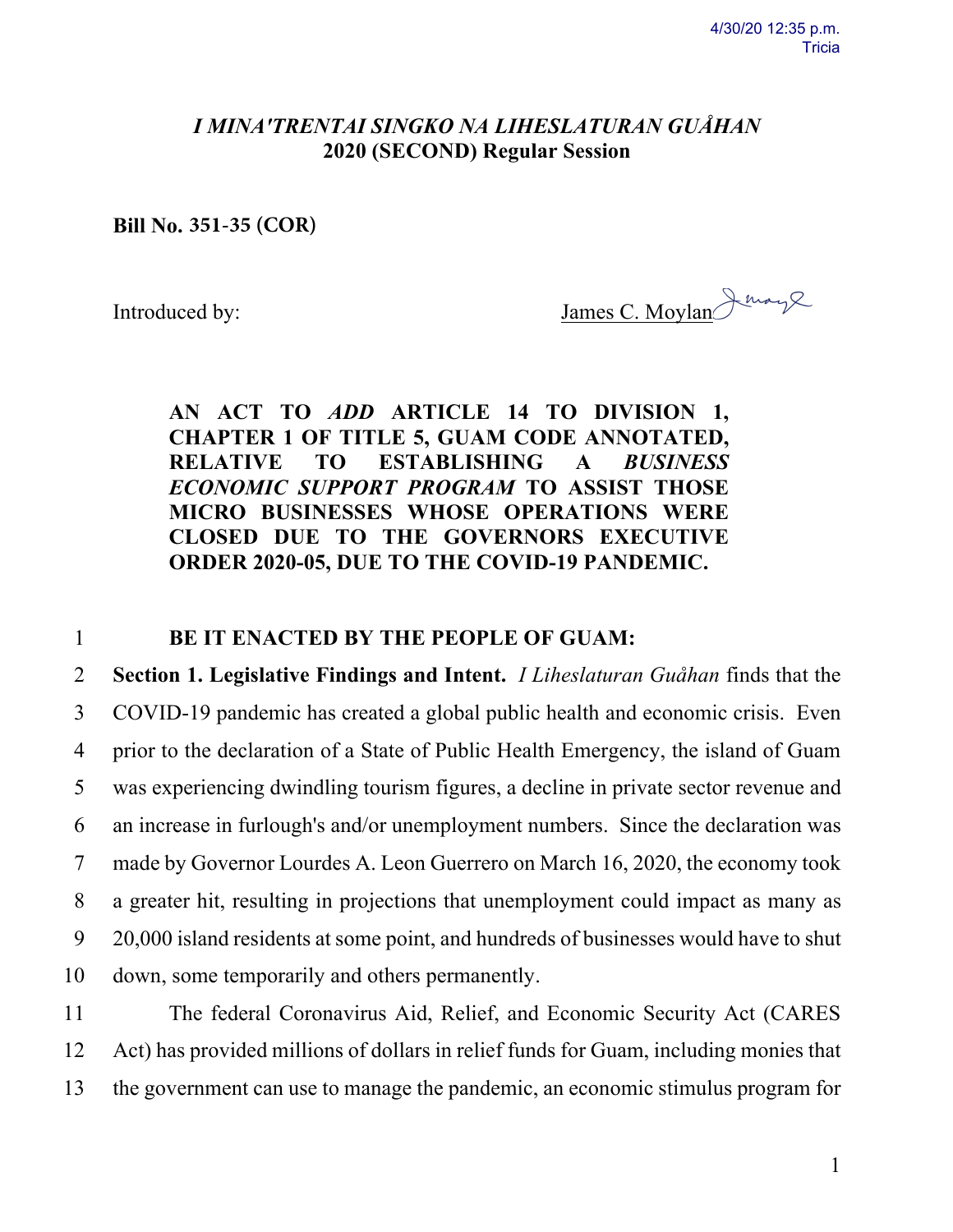*I MINA'TRENTAI SINGKO NA LIHESLATURAN GUÅHAN*
**2020 (SECOND) Regular Session**

**Bill No. 351-35 (COR)**

Introduced by: James C. Moylan

**AN ACT TO *ADD* ARTICLE 14 TO DIVISION 1, CHAPTER 1 OF TITLE 5, GUAM CODE ANNOTATED, RELATIVE TO ESTABLISHING A *BUSINESS ECONOMIC SUPPORT PROGRAM* TO ASSIST THOSE MICRO BUSINESSES WHOSE OPERATIONS WERE CLOSED DUE TO THE GOVERNORS EXECUTIVE ORDER 2020-05, DUE TO THE COVID-19 PANDEMIC.**

**BE IT ENACTED BY THE PEOPLE OF GUAM:**

**Section 1. Legislative Findings and Intent.** *I Liheslaturan Guåhan* finds that the COVID-19 pandemic has created a global public health and economic crisis. Even prior to the declaration of a State of Public Health Emergency, the island of Guam was experiencing dwindling tourism figures, a decline in private sector revenue and an increase in furlough's and/or unemployment numbers. Since the declaration was made by Governor Lourdes A. Leon Guerrero on March 16, 2020, the economy took a greater hit, resulting in projections that unemployment could impact as many as 20,000 island residents at some point, and hundreds of businesses would have to shut down, some temporarily and others permanently.

The federal Coronavirus Aid, Relief, and Economic Security Act (CARES Act) has provided millions of dollars in relief funds for Guam, including monies that the government can use to manage the pandemic, an economic stimulus program for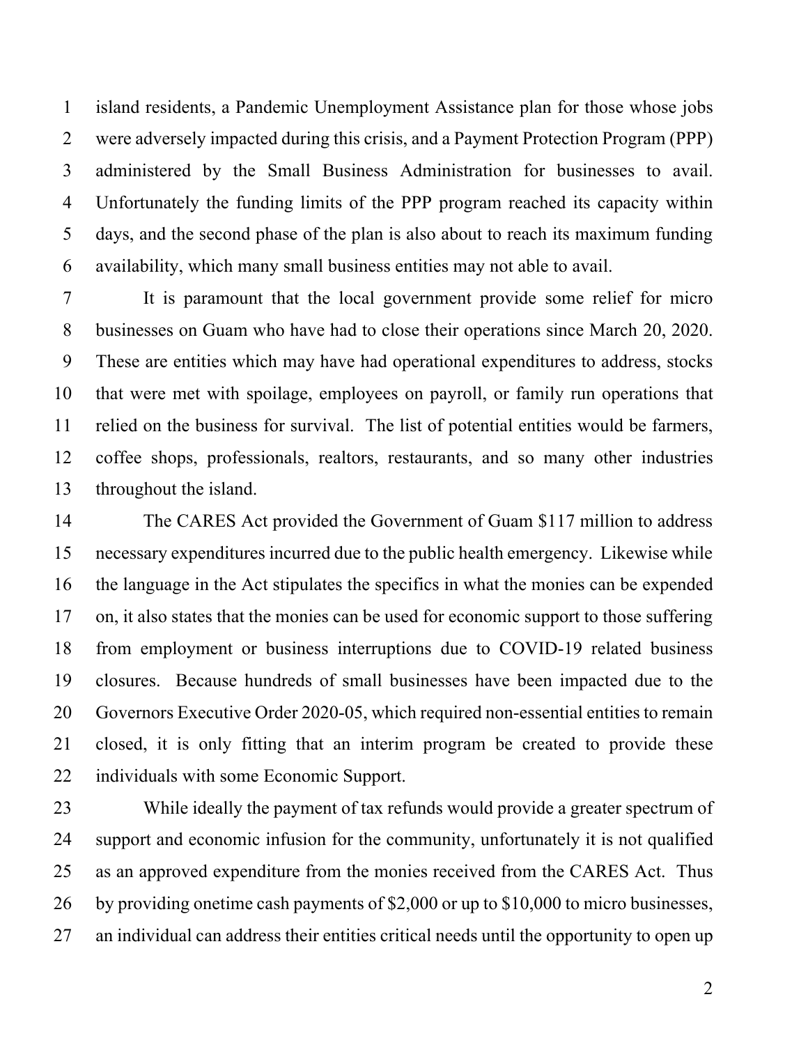island residents, a Pandemic Unemployment Assistance plan for those whose jobs were adversely impacted during this crisis, and a Payment Protection Program (PPP) administered by the Small Business Administration for businesses to avail. Unfortunately the funding limits of the PPP program reached its capacity within days, and the second phase of the plan is also about to reach its maximum funding availability, which many small business entities may not able to avail.

It is paramount that the local government provide some relief for micro businesses on Guam who have had to close their operations since March 20, 2020. These are entities which may have had operational expenditures to address, stocks that were met with spoilage, employees on payroll, or family run operations that relied on the business for survival. The list of potential entities would be farmers, coffee shops, professionals, realtors, restaurants, and so many other industries throughout the island.

The CARES Act provided the Government of Guam $117 million to address necessary expenditures incurred due to the public health emergency. Likewise while the language in the Act stipulates the specifics in what the monies can be expended on, it also states that the monies can be used for economic support to those suffering from employment or business interruptions due to COVID-19 related business closures. Because hundreds of small businesses have been impacted due to the Governors Executive Order 2020-05, which required non-essential entities to remain closed, it is only fitting that an interim program be created to provide these individuals with some Economic Support.

While ideally the payment of tax refunds would provide a greater spectrum of support and economic infusion for the community, unfortunately it is not qualified as an approved expenditure from the monies received from the CARES Act. Thus by providing onetime cash payments of $2,000 or up to $10,000 to micro businesses, an individual can address their entities critical needs until the opportunity to open up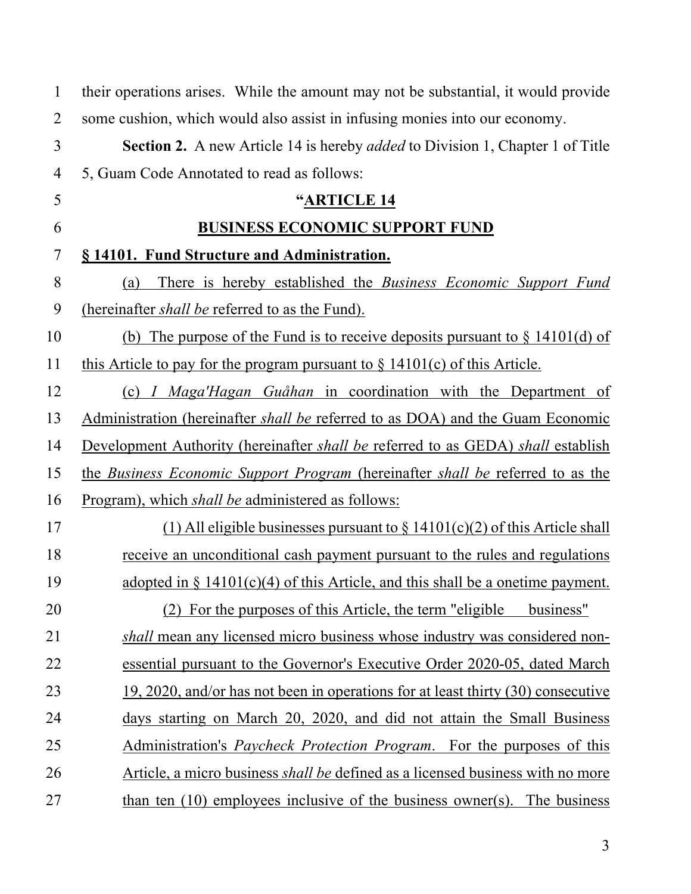their operations arises. While the amount may not be substantial, it would provide some cushion, which would also assist in infusing monies into our economy.

**Section 2.** A new Article 14 is hereby *added* to Division 1, Chapter 1 of Title 5, Guam Code Annotated to read as follows:

**"ARTICLE 14**

**BUSINESS ECONOMIC SUPPORT FUND**

**§ 14101. Fund Structure and Administration.**

(a) There is hereby established the *Business Economic Support Fund* (hereinafter *shall be* referred to as the Fund).

(b) The purpose of the Fund is to receive deposits pursuant to § 14101(d) of this Article to pay for the program pursuant to § 14101(c) of this Article.

(c) *I Maga'Hagan Guåhan* in coordination with the Department of Administration (hereinafter *shall be* referred to as DOA) and the Guam Economic Development Authority (hereinafter *shall be* referred to as GEDA) *shall* establish the *Business Economic Support Program* (hereinafter *shall be* referred to as the Program), which *shall be* administered as follows:

(1) All eligible businesses pursuant to § 14101(c)(2) of this Article shall receive an unconditional cash payment pursuant to the rules and regulations adopted in § 14101(c)(4) of this Article, and this shall be a onetime payment.

(2) For the purposes of this Article, the term "eligible business" *shall* mean any licensed micro business whose industry was considered non-essential pursuant to the Governor's Executive Order 2020-05, dated March 19, 2020, and/or has not been in operations for at least thirty (30) consecutive days starting on March 20, 2020, and did not attain the Small Business Administration's *Paycheck Protection Program*. For the purposes of this Article, a micro business *shall be* defined as a licensed business with no more than ten (10) employees inclusive of the business owner(s). The business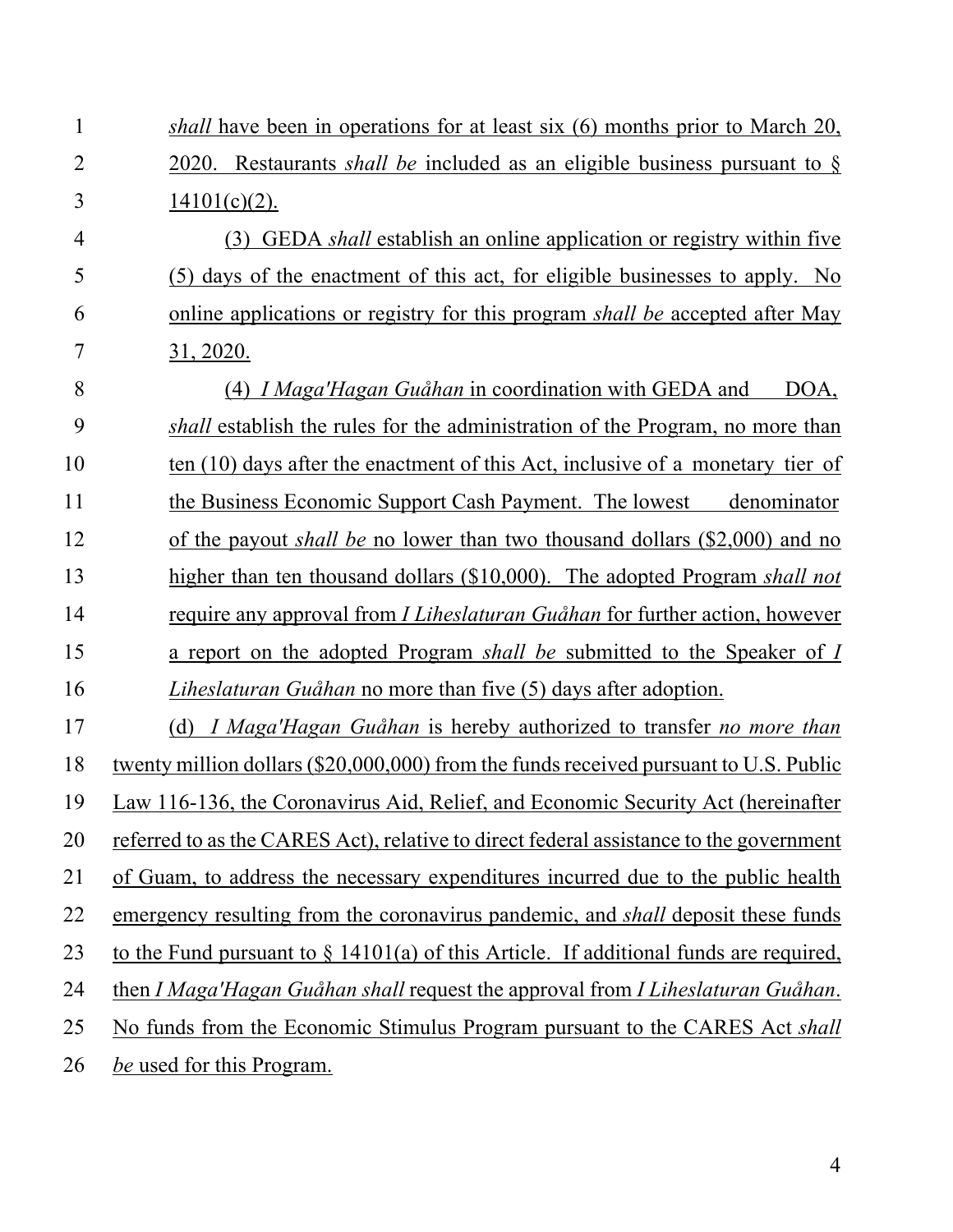*shall* have been in operations for at least six (6) months prior to March 20, 2020. Restaurants *shall be* included as an eligible business pursuant to § 14101(c)(2).

(3) GEDA *shall* establish an online application or registry within five (5) days of the enactment of this act, for eligible businesses to apply. No online applications or registry for this program *shall be* accepted after May 31, 2020.

(4) *I Maga'Hagan Guåhan* in coordination with GEDA and DOA, *shall* establish the rules for the administration of the Program, no more than ten (10) days after the enactment of this Act, inclusive of a monetary tier of the Business Economic Support Cash Payment. The lowest denominator of the payout *shall be* no lower than two thousand dollars ($2,000) and no higher than ten thousand dollars ($10,000). The adopted Program *shall not* require any approval from *I Liheslaturan Guåhan* for further action, however a report on the adopted Program *shall be* submitted to the Speaker of *I Liheslaturan Guåhan* no more than five (5) days after adoption.

(d) *I Maga'Hagan Guåhan* is hereby authorized to transfer *no more than* twenty million dollars ($20,000,000) from the funds received pursuant to U.S. Public Law 116-136, the Coronavirus Aid, Relief, and Economic Security Act (hereinafter referred to as the CARES Act), relative to direct federal assistance to the government of Guam, to address the necessary expenditures incurred due to the public health emergency resulting from the coronavirus pandemic, and *shall* deposit these funds to the Fund pursuant to § 14101(a) of this Article. If additional funds are required, then *I Maga'Hagan Guåhan shall* request the approval from *I Liheslaturan Guåhan*. No funds from the Economic Stimulus Program pursuant to the CARES Act *shall be* used for this Program.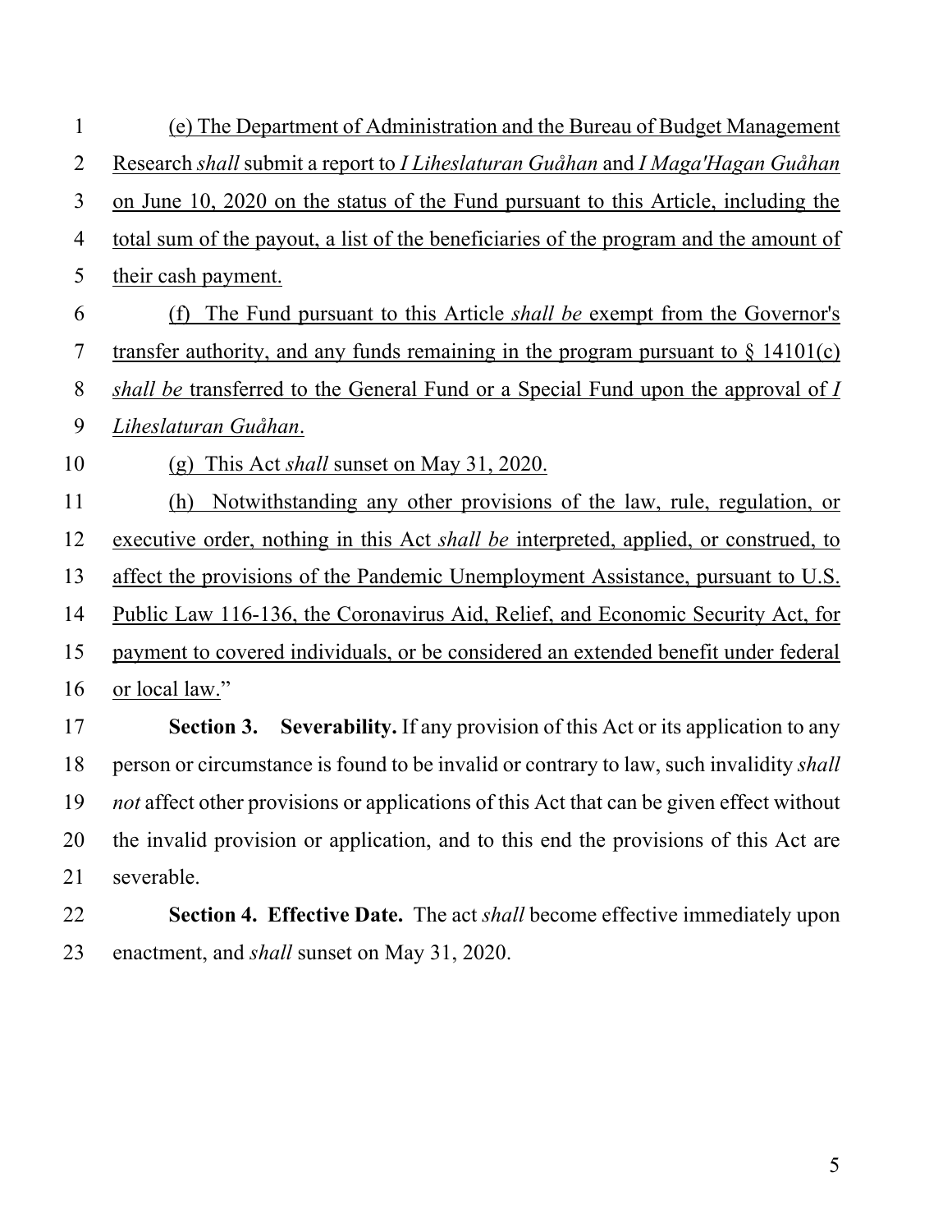(e) The Department of Administration and the Bureau of Budget Management Research *shall* submit a report to *I Liheslaturan Guåhan* and *I Maga'Hagan Guåhan* on June 10, 2020 on the status of the Fund pursuant to this Article, including the total sum of the payout, a list of the beneficiaries of the program and the amount of their cash payment.

(f) The Fund pursuant to this Article *shall be* exempt from the Governor's transfer authority, and any funds remaining in the program pursuant to § 14101(c) *shall be* transferred to the General Fund or a Special Fund upon the approval of *I Liheslaturan Guåhan*.

(g) This Act *shall* sunset on May 31, 2020.

(h) Notwithstanding any other provisions of the law, rule, regulation, or executive order, nothing in this Act *shall be* interpreted, applied, or construed, to affect the provisions of the Pandemic Unemployment Assistance, pursuant to U.S. Public Law 116-136, the Coronavirus Aid, Relief, and Economic Security Act, for payment to covered individuals, or be considered an extended benefit under federal or local law."

**Section 3. Severability.** If any provision of this Act or its application to any person or circumstance is found to be invalid or contrary to law, such invalidity *shall not* affect other provisions or applications of this Act that can be given effect without the invalid provision or application, and to this end the provisions of this Act are severable.

**Section 4. Effective Date.** The act *shall* become effective immediately upon enactment, and *shall* sunset on May 31, 2020.